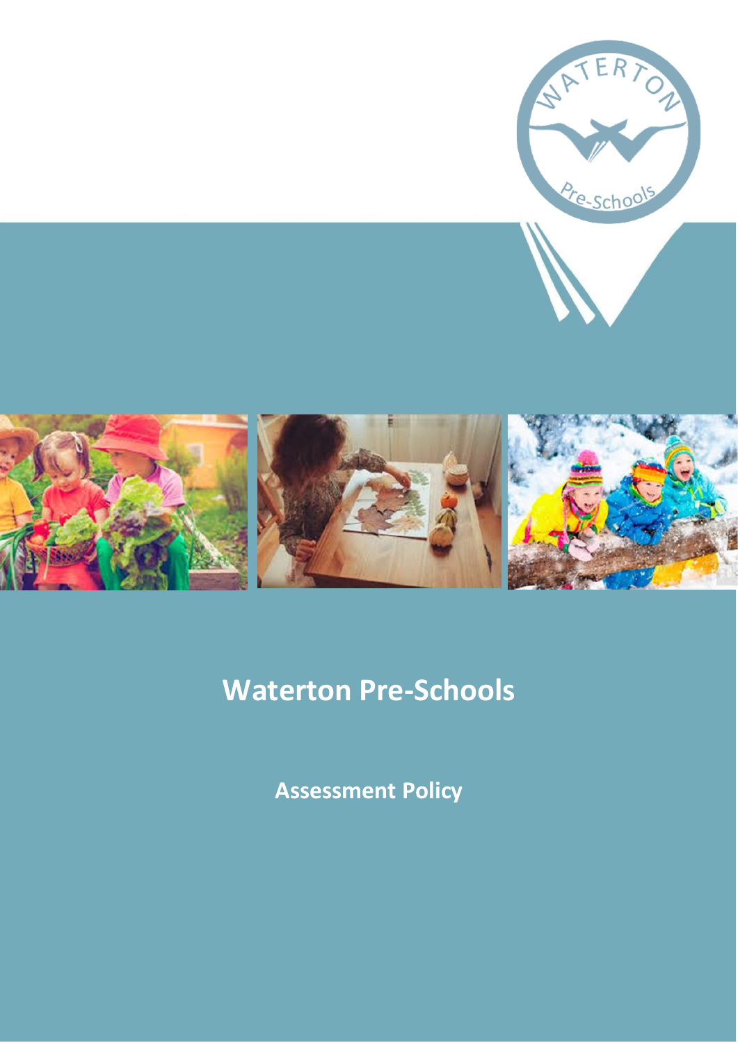# Waterton Pre-Schools

## Assessment Policy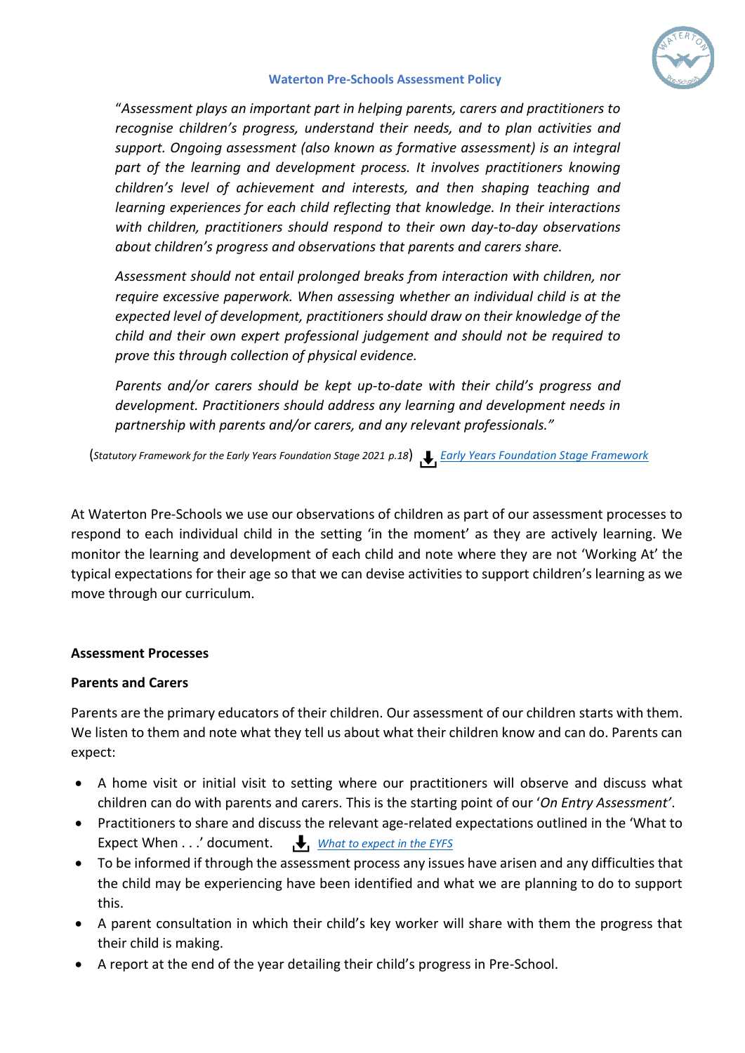**Waterton Pre-Schools Assessment Policy**

> "*Assessment plays an important part in helping parents, carers and practitioners to recognise children's progress, understand their needs, and to plan activities and support. Ongoing assessment (also known as formative assessment) is an integral part of the learning and development process. It involves practitioners knowing children's level of achievement and interests, and then shaping teaching and learning experiences for each child reflecting that knowledge. In their interactions with children, practitioners should respond to their own day-to-day observations about children's progress and observations that parents and carers share.*
>
> *Assessment should not entail prolonged breaks from interaction with children, nor require excessive paperwork. When assessing whether an individual child is at the expected level of development, practitioners should draw on their knowledge of the child and their own expert professional judgement and should not be required to prove this through collection of physical evidence.*
>
> *Parents and/or carers should be kept up-to-date with their child's progress and development. Practitioners should address any learning and development needs in partnership with parents and/or carers, and any relevant professionals."*

(*Statutory Framework for the Early Years Foundation Stage 2021 p.18*) *Early Years Foundation Stage Framework*

At Waterton Pre-Schools we use our observations of children as part of our assessment processes to respond to each individual child in the setting 'in the moment' as they are actively learning. We monitor the learning and development of each child and note where they are not 'Working At' the typical expectations for their age so that we can devise activities to support children's learning as we move through our curriculum.

**Assessment Processes**

**Parents and Carers**

Parents are the primary educators of their children. Our assessment of our children starts with them. We listen to them and note what they tell us about what their children know and can do. Parents can expect:

- A home visit or initial visit to setting where our practitioners will observe and discuss what children can do with parents and carers. This is the starting point of our '*On Entry Assessment*'.
- Practitioners to share and discuss the relevant age-related expectations outlined in the 'What to Expect When . . .' document. *What to expect in the EYFS*
- To be informed if through the assessment process any issues have arisen and any difficulties that the child may be experiencing have been identified and what we are planning to do to support this.
- A parent consultation in which their child's key worker will share with them the progress that their child is making.
- A report at the end of the year detailing their child's progress in Pre-School.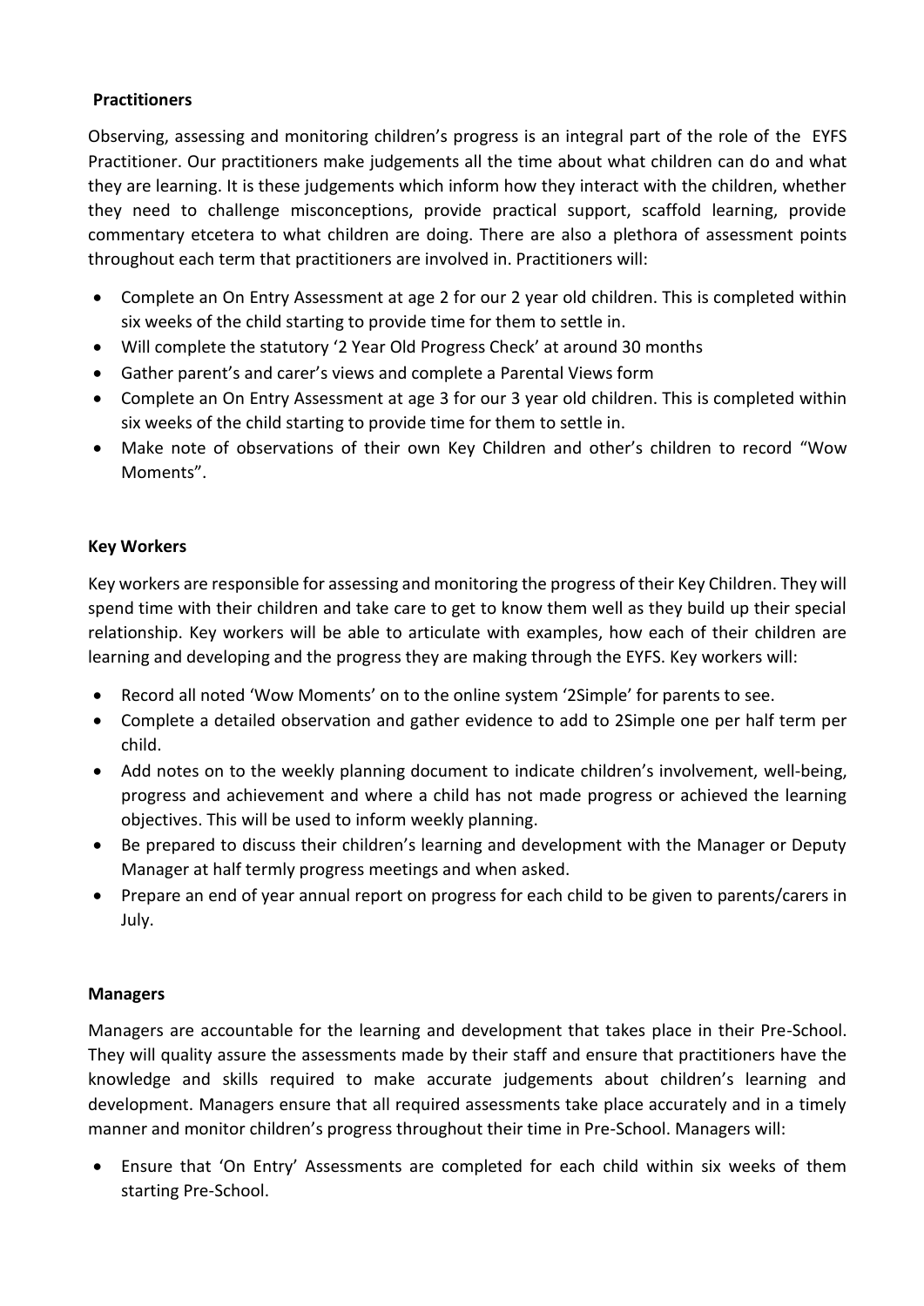**Practitioners**

Observing, assessing and monitoring children's progress is an integral part of the role of the EYFS Practitioner. Our practitioners make judgements all the time about what children can do and what they are learning. It is these judgements which inform how they interact with the children, whether they need to challenge misconceptions, provide practical support, scaffold learning, provide commentary etcetera to what children are doing. There are also a plethora of assessment points throughout each term that practitioners are involved in. Practitioners will:

- Complete an On Entry Assessment at age 2 for our 2 year old children. This is completed within six weeks of the child starting to provide time for them to settle in.
- Will complete the statutory '2 Year Old Progress Check' at around 30 months
- Gather parent's and carer's views and complete a Parental Views form
- Complete an On Entry Assessment at age 3 for our 3 year old children. This is completed within six weeks of the child starting to provide time for them to settle in.
- Make note of observations of their own Key Children and other's children to record "Wow Moments".

**Key Workers**

Key workers are responsible for assessing and monitoring the progress of their Key Children. They will spend time with their children and take care to get to know them well as they build up their special relationship. Key workers will be able to articulate with examples, how each of their children are learning and developing and the progress they are making through the EYFS. Key workers will:

- Record all noted 'Wow Moments' on to the online system '2Simple' for parents to see.
- Complete a detailed observation and gather evidence to add to 2Simple one per half term per child.
- Add notes on to the weekly planning document to indicate children's involvement, well-being, progress and achievement and where a child has not made progress or achieved the learning objectives. This will be used to inform weekly planning.
- Be prepared to discuss their children's learning and development with the Manager or Deputy Manager at half termly progress meetings and when asked.
- Prepare an end of year annual report on progress for each child to be given to parents/carers in July.

**Managers**

Managers are accountable for the learning and development that takes place in their Pre-School. They will quality assure the assessments made by their staff and ensure that practitioners have the knowledge and skills required to make accurate judgements about children's learning and development. Managers ensure that all required assessments take place accurately and in a timely manner and monitor children's progress throughout their time in Pre-School. Managers will:

- Ensure that 'On Entry' Assessments are completed for each child within six weeks of them starting Pre-School.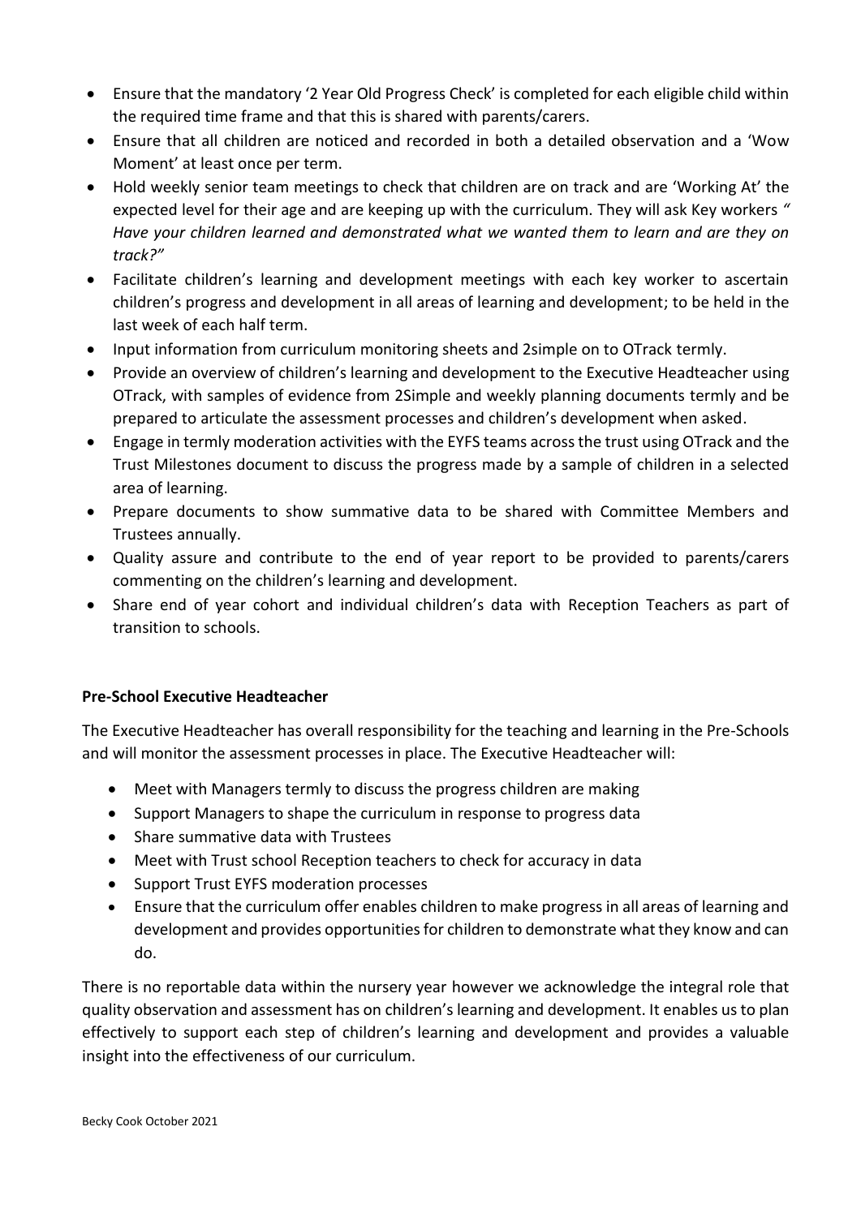- Ensure that the mandatory '2 Year Old Progress Check' is completed for each eligible child within the required time frame and that this is shared with parents/carers.
- Ensure that all children are noticed and recorded in both a detailed observation and a 'Wow Moment' at least once per term.
- Hold weekly senior team meetings to check that children are on track and are 'Working At' the expected level for their age and are keeping up with the curriculum. They will ask Key workers *" Have your children learned and demonstrated what we wanted them to learn and are they on track?"*
- Facilitate children's learning and development meetings with each key worker to ascertain children's progress and development in all areas of learning and development; to be held in the last week of each half term.
- Input information from curriculum monitoring sheets and 2simple on to OTrack termly.
- Provide an overview of children's learning and development to the Executive Headteacher using OTrack, with samples of evidence from 2Simple and weekly planning documents termly and be prepared to articulate the assessment processes and children's development when asked.
- Engage in termly moderation activities with the EYFS teams across the trust using OTrack and the Trust Milestones document to discuss the progress made by a sample of children in a selected area of learning.
- Prepare documents to show summative data to be shared with Committee Members and Trustees annually.
- Quality assure and contribute to the end of year report to be provided to parents/carers commenting on the children's learning and development.
- Share end of year cohort and individual children's data with Reception Teachers as part of transition to schools.

**Pre-School Executive Headteacher**

The Executive Headteacher has overall responsibility for the teaching and learning in the Pre-Schools and will monitor the assessment processes in place. The Executive Headteacher will:

- Meet with Managers termly to discuss the progress children are making
- Support Managers to shape the curriculum in response to progress data
- Share summative data with Trustees
- Meet with Trust school Reception teachers to check for accuracy in data
- Support Trust EYFS moderation processes
- Ensure that the curriculum offer enables children to make progress in all areas of learning and development and provides opportunities for children to demonstrate what they know and can do.

There is no reportable data within the nursery year however we acknowledge the integral role that quality observation and assessment has on children's learning and development. It enables us to plan effectively to support each step of children's learning and development and provides a valuable insight into the effectiveness of our curriculum.

Becky Cook October 2021